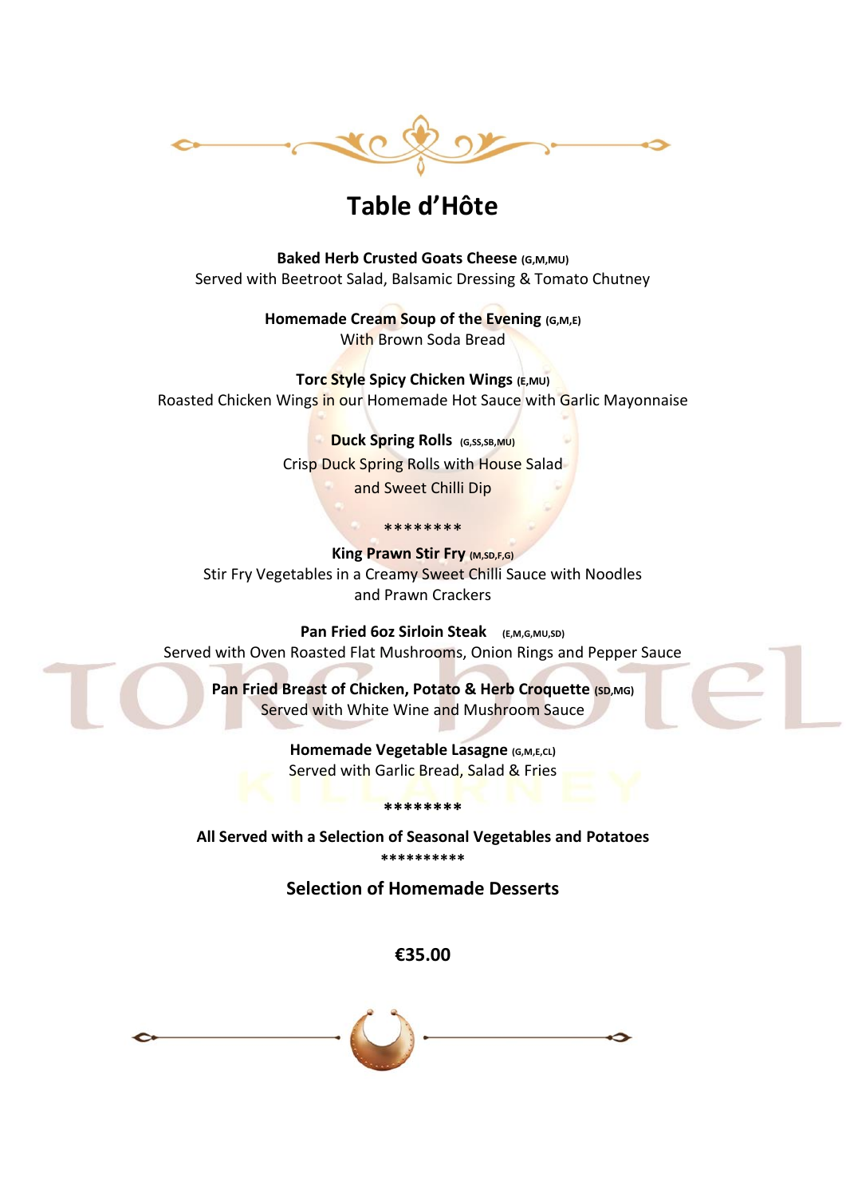# Table d'Hôte

**Baked Herb Crusted Goats Cheese** (G,M,MU)
Served with Beetroot Salad, Balsamic Dressing & Tomato Chutney

**Homemade Cream Soup of the Evening** (G,M,E)
With Brown Soda Bread

**Torc Style Spicy Chicken Wings** (E,MU)
Roasted Chicken Wings in our Homemade Hot Sauce with Garlic Mayonnaise

**Duck Spring Rolls** (G,SS,SB,MU)
Crisp Duck Spring Rolls with House Salad
and Sweet Chilli Dip

********

**King Prawn Stir Fry** (M,SD,F,G)
Stir Fry Vegetables in a Creamy Sweet Chilli Sauce with Noodles
and Prawn Crackers

**Pan Fried 6oz Sirloin Steak** (E,M,G,MU,SD)
Served with Oven Roasted Flat Mushrooms, Onion Rings and Pepper Sauce

**Pan Fried Breast of Chicken, Potato & Herb Croquette** (SD,MG)
Served with White Wine and Mushroom Sauce

**Homemade Vegetable Lasagne** (G,M,E,CL)
Served with Garlic Bread, Salad & Fries

********

**All Served with a Selection of Seasonal Vegetables and Potatoes**

**********

**Selection of Homemade Desserts**

**€35.00**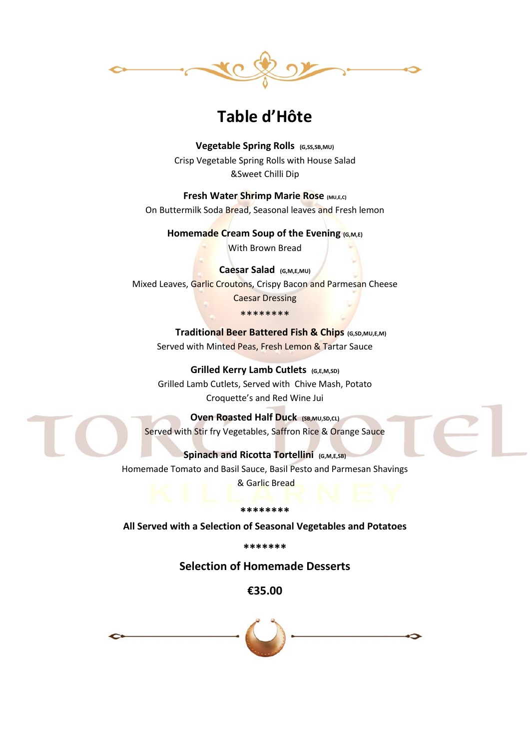# Table d'Hôte

**Vegetable Spring Rolls** (G,SS,SB,MU)
Crisp Vegetable Spring Rolls with House Salad
&Sweet Chilli Dip

**Fresh Water Shrimp Marie Rose** (MU,E,C)
On Buttermilk Soda Bread, Seasonal leaves and Fresh lemon

**Homemade Cream Soup of the Evening** (G,M,E)
With Brown Bread

**Caesar Salad** (G,M,E,MU)
Mixed Leaves, Garlic Croutons, Crispy Bacon and Parmesan Cheese
Caesar Dressing

********

**Traditional Beer Battered Fish & Chips** (G,SD,MU,E,M)
Served with Minted Peas, Fresh Lemon & Tartar Sauce

**Grilled Kerry Lamb Cutlets** (G,E,M,SD)
Grilled Lamb Cutlets, Served with Chive Mash, Potato
Croquette's and Red Wine Jui

**Oven Roasted Half Duck** (SB,MU,SD,CL)
Served with Stir fry Vegetables, Saffron Rice & Orange Sauce

**Spinach and Ricotta Tortellini** (G,M,E,SB)
Homemade Tomato and Basil Sauce, Basil Pesto and Parmesan Shavings
& Garlic Bread

********

**All Served with a Selection of Seasonal Vegetables and Potatoes**

*******

**Selection of Homemade Desserts**

**€35.00**